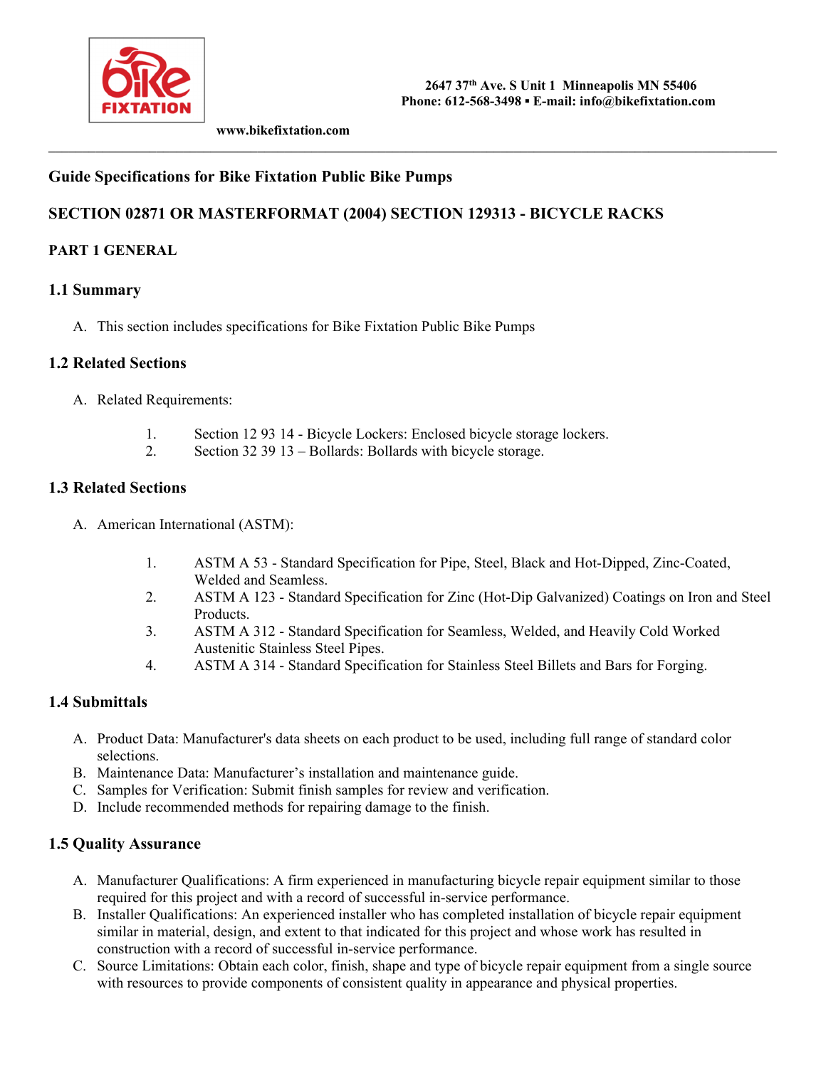2647 37th Ave. S Unit 1 Minneapolis MN 55406
Phone: 612-568-3498 ▪ E-mail: info@bikefixtation.com

www.bikefixtation.com

---

## Guide Specifications for Bike Fixtation Public Bike Pumps

## SECTION 02871 OR MASTERFORMAT (2004) SECTION 129313 - BICYCLE RACKS

### PART 1 GENERAL

### 1.1 Summary

A. This section includes specifications for Bike Fixtation Public Bike Pumps

### 1.2 Related Sections

A. Related Requirements:

1. Section 12 93 14 - Bicycle Lockers: Enclosed bicycle storage lockers.
2. Section 32 39 13 – Bollards: Bollards with bicycle storage.

### 1.3 Related Sections

A. American International (ASTM):

1. ASTM A 53 - Standard Specification for Pipe, Steel, Black and Hot-Dipped, Zinc-Coated, Welded and Seamless.
2. ASTM A 123 - Standard Specification for Zinc (Hot-Dip Galvanized) Coatings on Iron and Steel Products.
3. ASTM A 312 - Standard Specification for Seamless, Welded, and Heavily Cold Worked Austenitic Stainless Steel Pipes.
4. ASTM A 314 - Standard Specification for Stainless Steel Billets and Bars for Forging.

### 1.4 Submittals

A. Product Data: Manufacturer's data sheets on each product to be used, including full range of standard color selections.
B. Maintenance Data: Manufacturer's installation and maintenance guide.
C. Samples for Verification: Submit finish samples for review and verification.
D. Include recommended methods for repairing damage to the finish.

### 1.5 Quality Assurance

A. Manufacturer Qualifications: A firm experienced in manufacturing bicycle repair equipment similar to those required for this project and with a record of successful in-service performance.
B. Installer Qualifications: An experienced installer who has completed installation of bicycle repair equipment similar in material, design, and extent to that indicated for this project and whose work has resulted in construction with a record of successful in-service performance.
C. Source Limitations: Obtain each color, finish, shape and type of bicycle repair equipment from a single source with resources to provide components of consistent quality in appearance and physical properties.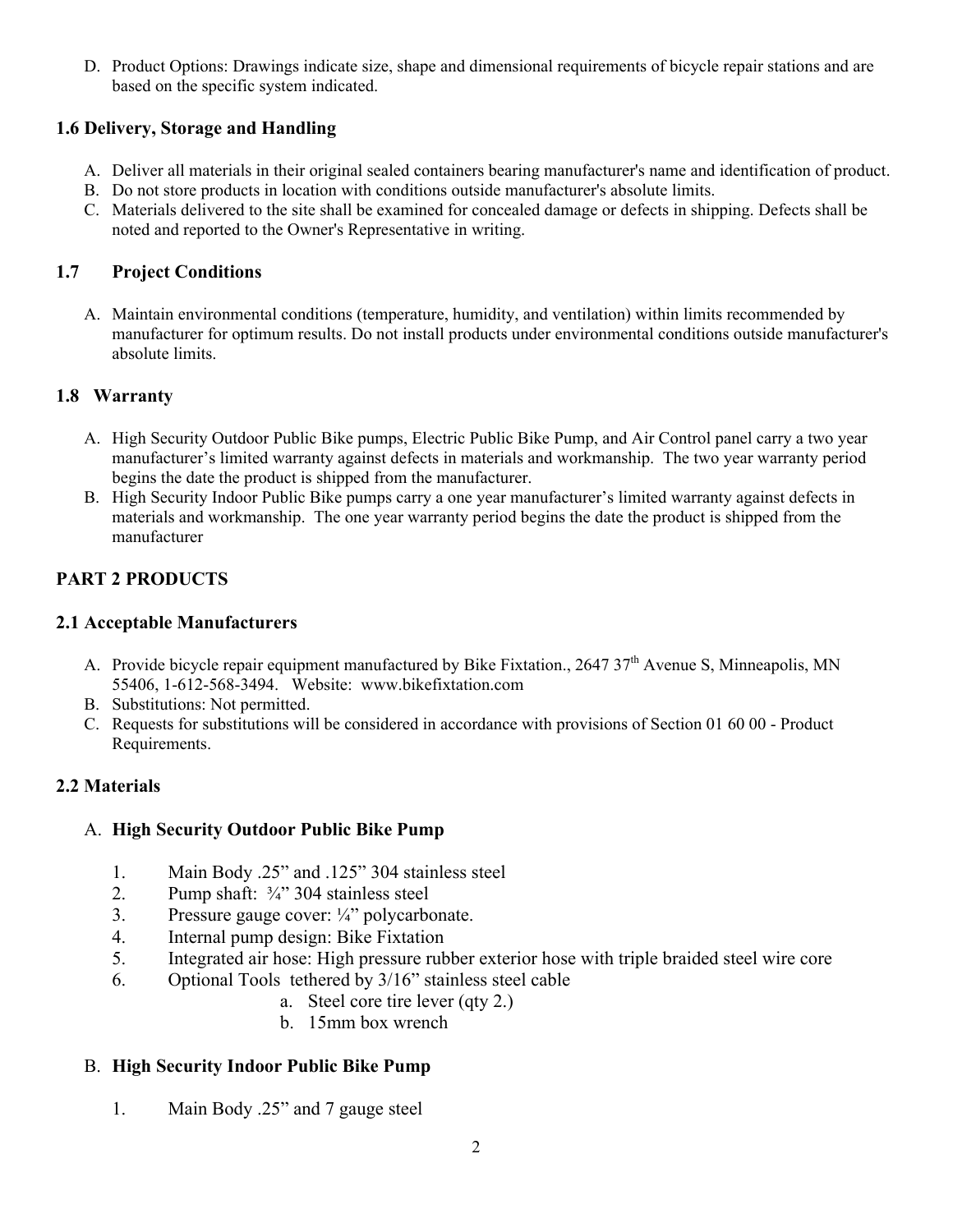D. Product Options: Drawings indicate size, shape and dimensional requirements of bicycle repair stations and are based on the specific system indicated.

### 1.6 Delivery, Storage and Handling

A. Deliver all materials in their original sealed containers bearing manufacturer's name and identification of product.
B. Do not store products in location with conditions outside manufacturer's absolute limits.
C. Materials delivered to the site shall be examined for concealed damage or defects in shipping. Defects shall be noted and reported to the Owner's Representative in writing.

### 1.7 Project Conditions

A. Maintain environmental conditions (temperature, humidity, and ventilation) within limits recommended by manufacturer for optimum results. Do not install products under environmental conditions outside manufacturer's absolute limits.

### 1.8 Warranty

A. High Security Outdoor Public Bike pumps, Electric Public Bike Pump, and Air Control panel carry a two year manufacturer's limited warranty against defects in materials and workmanship. The two year warranty period begins the date the product is shipped from the manufacturer.
B. High Security Indoor Public Bike pumps carry a one year manufacturer's limited warranty against defects in materials and workmanship. The one year warranty period begins the date the product is shipped from the manufacturer

## PART 2 PRODUCTS

### 2.1 Acceptable Manufacturers

A. Provide bicycle repair equipment manufactured by Bike Fixtation., 2647 37th Avenue S, Minneapolis, MN 55406, 1-612-568-3494. Website: www.bikefixtation.com
B. Substitutions: Not permitted.
C. Requests for substitutions will be considered in accordance with provisions of Section 01 60 00 - Product Requirements.

### 2.2 Materials

A. **High Security Outdoor Public Bike Pump**

1. Main Body .25" and .125" 304 stainless steel
2. Pump shaft: ¾" 304 stainless steel
3. Pressure gauge cover: ¼" polycarbonate.
4. Internal pump design: Bike Fixtation
5. Integrated air hose: High pressure rubber exterior hose with triple braided steel wire core
6. Optional Tools tethered by 3/16" stainless steel cable
   a. Steel core tire lever (qty 2.)
   b. 15mm box wrench

B. **High Security Indoor Public Bike Pump**

1. Main Body .25" and 7 gauge steel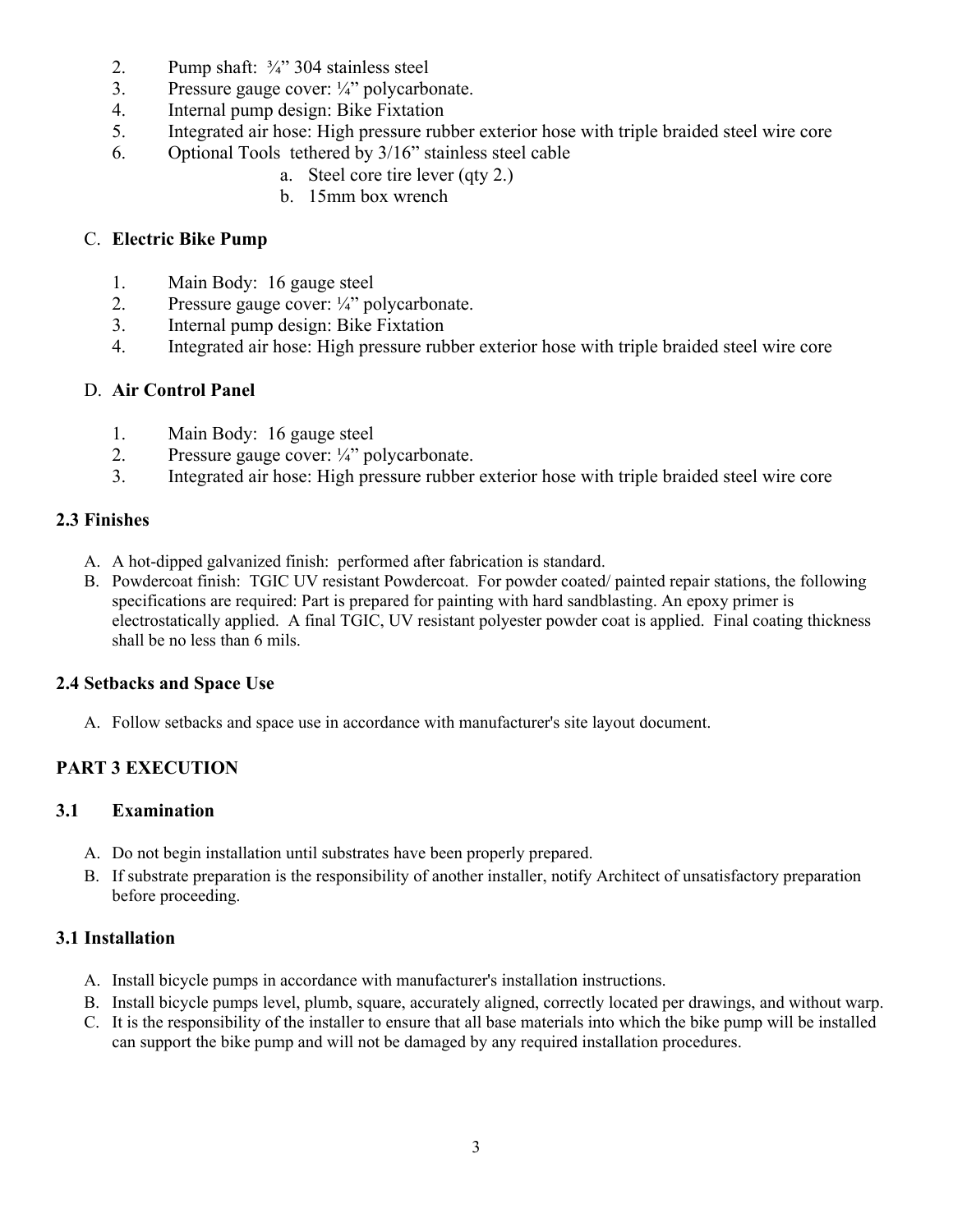2. Pump shaft: ¾” 304 stainless steel
3. Pressure gauge cover: ¼” polycarbonate.
4. Internal pump design: Bike Fixtation
5. Integrated air hose: High pressure rubber exterior hose with triple braided steel wire core
6. Optional Tools tethered by 3/16” stainless steel cable
   a. Steel core tire lever (qty 2.)
   b. 15mm box wrench

C. **Electric Bike Pump**

1. Main Body: 16 gauge steel
2. Pressure gauge cover: ¼” polycarbonate.
3. Internal pump design: Bike Fixtation
4. Integrated air hose: High pressure rubber exterior hose with triple braided steel wire core

D. **Air Control Panel**

1. Main Body: 16 gauge steel
2. Pressure gauge cover: ¼” polycarbonate.
3. Integrated air hose: High pressure rubber exterior hose with triple braided steel wire core

### 2.3 Finishes

A. A hot-dipped galvanized finish: performed after fabrication is standard.
B. Powdercoat finish: TGIC UV resistant Powdercoat. For powder coated/ painted repair stations, the following specifications are required: Part is prepared for painting with hard sandblasting. An epoxy primer is electrostatically applied. A final TGIC, UV resistant polyester powder coat is applied. Final coating thickness shall be no less than 6 mils.

### 2.4 Setbacks and Space Use

A. Follow setbacks and space use in accordance with manufacturer's site layout document.

## PART 3 EXECUTION

### 3.1 Examination

A. Do not begin installation until substrates have been properly prepared.
B. If substrate preparation is the responsibility of another installer, notify Architect of unsatisfactory preparation before proceeding.

### 3.1 Installation

A. Install bicycle pumps in accordance with manufacturer's installation instructions.
B. Install bicycle pumps level, plumb, square, accurately aligned, correctly located per drawings, and without warp.
C. It is the responsibility of the installer to ensure that all base materials into which the bike pump will be installed can support the bike pump and will not be damaged by any required installation procedures.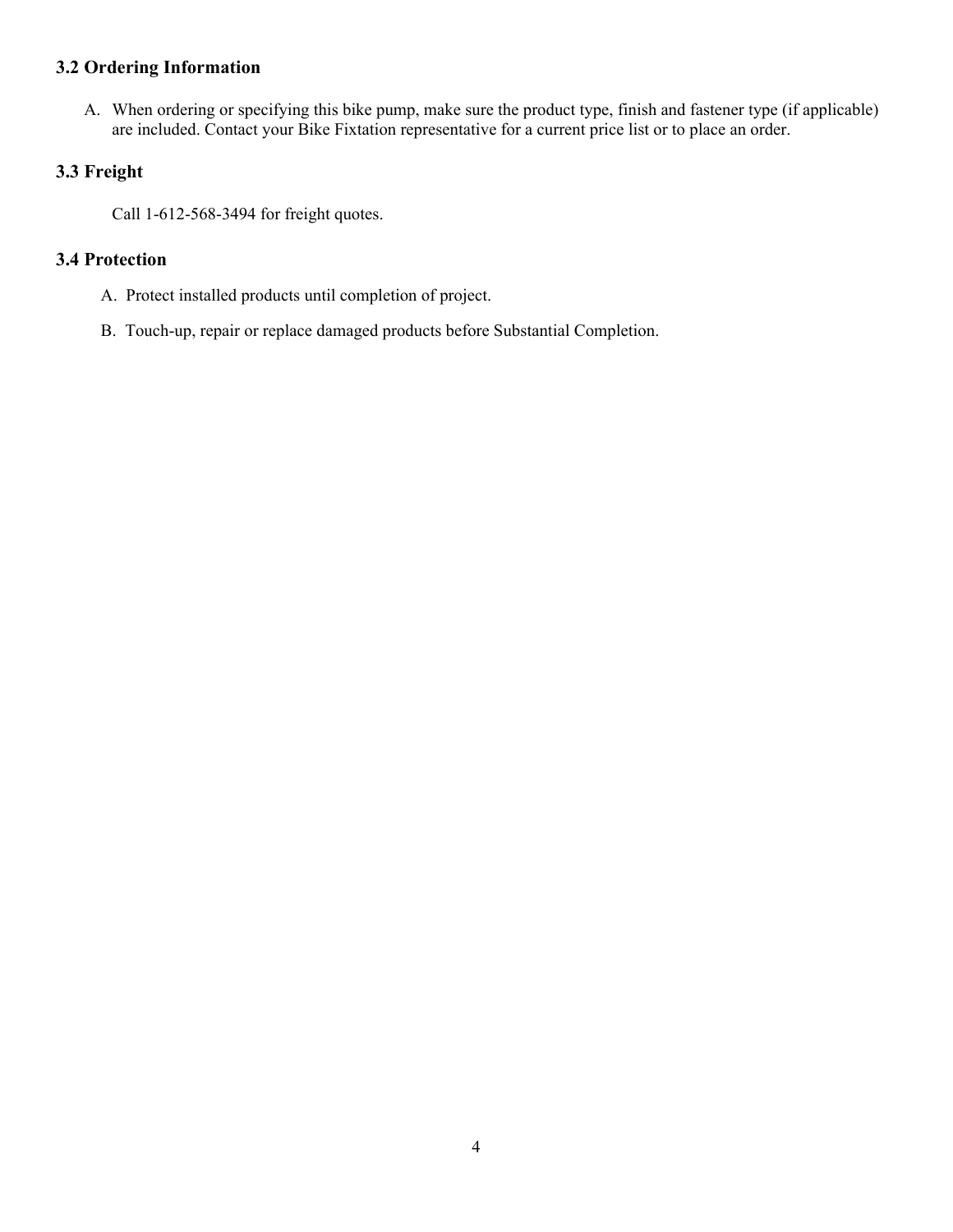### 3.2 Ordering Information

A. When ordering or specifying this bike pump, make sure the product type, finish and fastener type (if applicable) are included. Contact your Bike Fixtation representative for a current price list or to place an order.

### 3.3 Freight

Call 1-612-568-3494 for freight quotes.

### 3.4 Protection

A. Protect installed products until completion of project.

B. Touch-up, repair or replace damaged products before Substantial Completion.